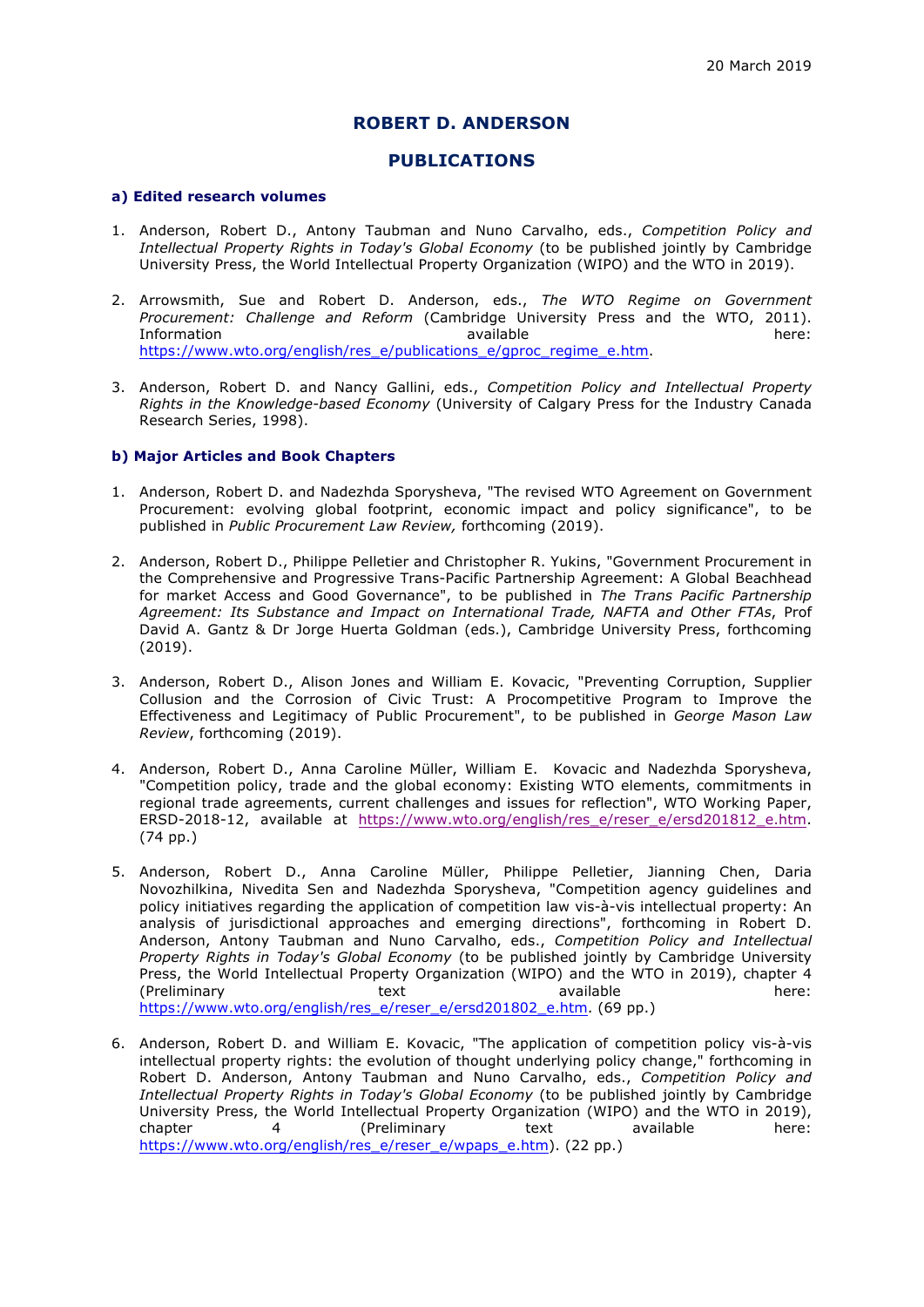20 March 2019

# ROBERT D. ANDERSON

## PUBLICATIONS

### a) Edited research volumes

1. Anderson, Robert D., Antony Taubman and Nuno Carvalho, eds., *Competition Policy and Intellectual Property Rights in Today's Global Economy* (to be published jointly by Cambridge University Press, the World Intellectual Property Organization (WIPO) and the WTO in 2019).

2. Arrowsmith, Sue and Robert D. Anderson, eds., *The WTO Regime on Government Procurement: Challenge and Reform* (Cambridge University Press and the WTO, 2011). Information available here: https://www.wto.org/english/res_e/publications_e/gproc_regime_e.htm.

3. Anderson, Robert D. and Nancy Gallini, eds., *Competition Policy and Intellectual Property Rights in the Knowledge-based Economy* (University of Calgary Press for the Industry Canada Research Series, 1998).

### b) Major Articles and Book Chapters

1. Anderson, Robert D. and Nadezhda Sporysheva, "The revised WTO Agreement on Government Procurement: evolving global footprint, economic impact and policy significance", to be published in *Public Procurement Law Review,* forthcoming (2019).

2. Anderson, Robert D., Philippe Pelletier and Christopher R. Yukins, "Government Procurement in the Comprehensive and Progressive Trans-Pacific Partnership Agreement: A Global Beachhead for market Access and Good Governance", to be published in *The Trans Pacific Partnership Agreement: Its Substance and Impact on International Trade, NAFTA and Other FTAs*, Prof David A. Gantz & Dr Jorge Huerta Goldman (eds.), Cambridge University Press, forthcoming (2019).

3. Anderson, Robert D., Alison Jones and William E. Kovacic, "Preventing Corruption, Supplier Collusion and the Corrosion of Civic Trust: A Procompetitive Program to Improve the Effectiveness and Legitimacy of Public Procurement", to be published in *George Mason Law Review*, forthcoming (2019).

4. Anderson, Robert D., Anna Caroline Müller, William E. Kovacic and Nadezhda Sporysheva, "Competition policy, trade and the global economy: Existing WTO elements, commitments in regional trade agreements, current challenges and issues for reflection", WTO Working Paper, ERSD-2018-12, available at https://www.wto.org/english/res_e/reser_e/ersd201812_e.htm. (74 pp.)

5. Anderson, Robert D., Anna Caroline Müller, Philippe Pelletier, Jianning Chen, Daria Novozhilkina, Nivedita Sen and Nadezhda Sporysheva, "Competition agency guidelines and policy initiatives regarding the application of competition law vis-à-vis intellectual property: An analysis of jurisdictional approaches and emerging directions", forthcoming in Robert D. Anderson, Antony Taubman and Nuno Carvalho, eds., *Competition Policy and Intellectual Property Rights in Today's Global Economy* (to be published jointly by Cambridge University Press, the World Intellectual Property Organization (WIPO) and the WTO in 2019), chapter 4 (Preliminary text available here: https://www.wto.org/english/res_e/reser_e/ersd201802_e.htm. (69 pp.)

6. Anderson, Robert D. and William E. Kovacic, "The application of competition policy vis-à-vis intellectual property rights: the evolution of thought underlying policy change," forthcoming in Robert D. Anderson, Antony Taubman and Nuno Carvalho, eds., *Competition Policy and Intellectual Property Rights in Today's Global Economy* (to be published jointly by Cambridge University Press, the World Intellectual Property Organization (WIPO) and the WTO in 2019), chapter 4 (Preliminary text available here: https://www.wto.org/english/res_e/reser_e/wpaps_e.htm). (22 pp.)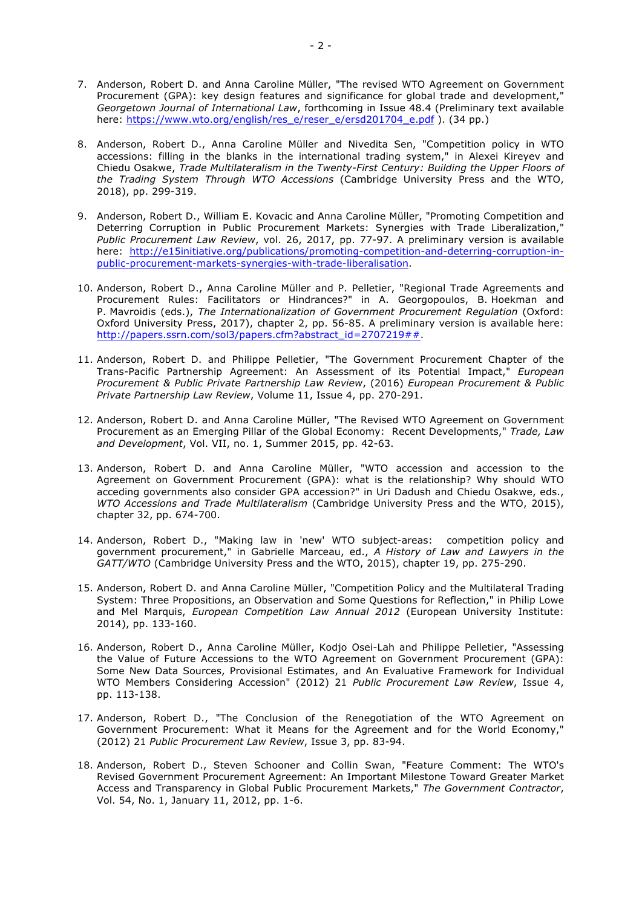7. Anderson, Robert D. and Anna Caroline Müller, "The revised WTO Agreement on Government Procurement (GPA): key design features and significance for global trade and development," *Georgetown Journal of International Law*, forthcoming in Issue 48.4 (Preliminary text available here: https://www.wto.org/english/res_e/reser_e/ersd201704_e.pdf ). (34 pp.)

8. Anderson, Robert D., Anna Caroline Müller and Nivedita Sen, "Competition policy in WTO accessions: filling in the blanks in the international trading system," in Alexei Kireyev and Chiedu Osakwe, *Trade Multilateralism in the Twenty-First Century: Building the Upper Floors of the Trading System Through WTO Accessions* (Cambridge University Press and the WTO, 2018), pp. 299-319.

9. Anderson, Robert D., William E. Kovacic and Anna Caroline Müller, "Promoting Competition and Deterring Corruption in Public Procurement Markets: Synergies with Trade Liberalization," *Public Procurement Law Review*, vol. 26, 2017, pp. 77-97. A preliminary version is available here: http://e15initiative.org/publications/promoting-competition-and-deterring-corruption-in-public-procurement-markets-synergies-with-trade-liberalisation.

10. Anderson, Robert D., Anna Caroline Müller and P. Pelletier, "Regional Trade Agreements and Procurement Rules: Facilitators or Hindrances?" in A. Georgopoulos, B. Hoekman and P. Mavroidis (eds.), *The Internationalization of Government Procurement Regulation* (Oxford: Oxford University Press, 2017), chapter 2, pp. 56-85. A preliminary version is available here: http://papers.ssrn.com/sol3/papers.cfm?abstract_id=2707219##.

11. Anderson, Robert D. and Philippe Pelletier, "The Government Procurement Chapter of the Trans-Pacific Partnership Agreement: An Assessment of its Potential Impact," *European Procurement & Public Private Partnership Law Review*, (2016) *European Procurement & Public Private Partnership Law Review*, Volume 11, Issue 4, pp. 270-291.

12. Anderson, Robert D. and Anna Caroline Müller, "The Revised WTO Agreement on Government Procurement as an Emerging Pillar of the Global Economy: Recent Developments," *Trade, Law and Development*, Vol. VII, no. 1, Summer 2015, pp. 42-63.

13. Anderson, Robert D. and Anna Caroline Müller, "WTO accession and accession to the Agreement on Government Procurement (GPA): what is the relationship? Why should WTO acceding governments also consider GPA accession?" in Uri Dadush and Chiedu Osakwe, eds., *WTO Accessions and Trade Multilateralism* (Cambridge University Press and the WTO, 2015), chapter 32, pp. 674-700.

14. Anderson, Robert D., "Making law in 'new' WTO subject-areas: competition policy and government procurement," in Gabrielle Marceau, ed., *A History of Law and Lawyers in the GATT/WTO* (Cambridge University Press and the WTO, 2015), chapter 19, pp. 275-290.

15. Anderson, Robert D. and Anna Caroline Müller, "Competition Policy and the Multilateral Trading System: Three Propositions, an Observation and Some Questions for Reflection," in Philip Lowe and Mel Marquis, *European Competition Law Annual 2012* (European University Institute: 2014), pp. 133-160.

16. Anderson, Robert D., Anna Caroline Müller, Kodjo Osei-Lah and Philippe Pelletier, "Assessing the Value of Future Accessions to the WTO Agreement on Government Procurement (GPA): Some New Data Sources, Provisional Estimates, and An Evaluative Framework for Individual WTO Members Considering Accession" (2012) 21 *Public Procurement Law Review*, Issue 4, pp. 113-138.

17. Anderson, Robert D., "The Conclusion of the Renegotiation of the WTO Agreement on Government Procurement: What it Means for the Agreement and for the World Economy," (2012) 21 *Public Procurement Law Review*, Issue 3, pp. 83-94.

18. Anderson, Robert D., Steven Schooner and Collin Swan, "Feature Comment: The WTO's Revised Government Procurement Agreement: An Important Milestone Toward Greater Market Access and Transparency in Global Public Procurement Markets," *The Government Contractor*, Vol. 54, No. 1, January 11, 2012, pp. 1-6.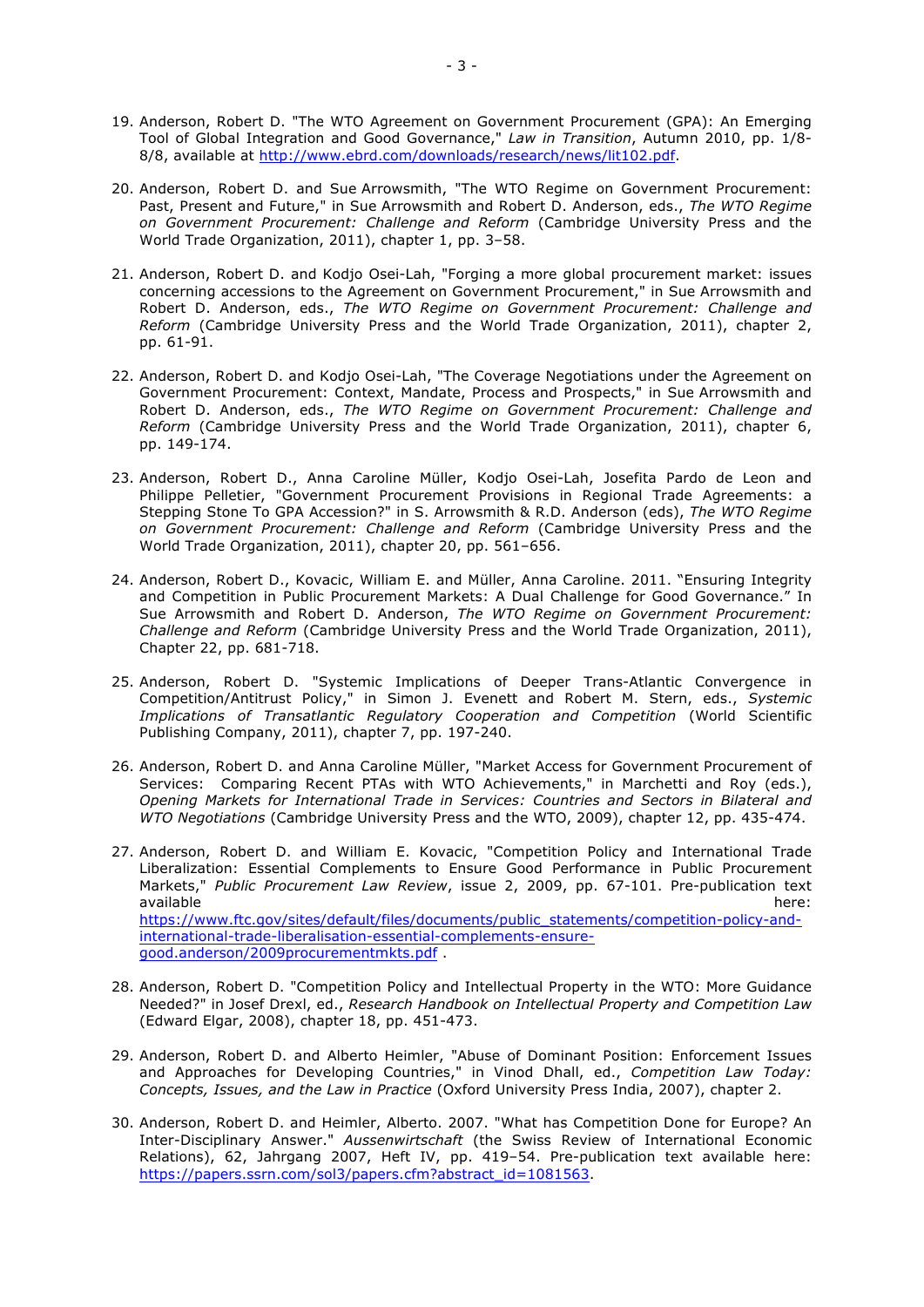19. Anderson, Robert D. "The WTO Agreement on Government Procurement (GPA): An Emerging Tool of Global Integration and Good Governance," *Law in Transition*, Autumn 2010, pp. 1/8-8/8, available at [http://www.ebrd.com/downloads/research/news/lit102.pdf](http://www.ebrd.com/downloads/research/news/lit102.pdf).

20. Anderson, Robert D. and Sue Arrowsmith, "The WTO Regime on Government Procurement: Past, Present and Future," in Sue Arrowsmith and Robert D. Anderson, eds., *The WTO Regime on Government Procurement: Challenge and Reform* (Cambridge University Press and the World Trade Organization, 2011), chapter 1, pp. 3–58.

21. Anderson, Robert D. and Kodjo Osei-Lah, "Forging a more global procurement market: issues concerning accessions to the Agreement on Government Procurement," in Sue Arrowsmith and Robert D. Anderson, eds., *The WTO Regime on Government Procurement: Challenge and Reform* (Cambridge University Press and the World Trade Organization, 2011), chapter 2, pp. 61-91.

22. Anderson, Robert D. and Kodjo Osei-Lah, "The Coverage Negotiations under the Agreement on Government Procurement: Context, Mandate, Process and Prospects," in Sue Arrowsmith and Robert D. Anderson, eds., *The WTO Regime on Government Procurement: Challenge and Reform* (Cambridge University Press and the World Trade Organization, 2011), chapter 6, pp. 149-174.

23. Anderson, Robert D., Anna Caroline Müller, Kodjo Osei-Lah, Josefita Pardo de Leon and Philippe Pelletier, "Government Procurement Provisions in Regional Trade Agreements: a Stepping Stone To GPA Accession?" in S. Arrowsmith & R.D. Anderson (eds), *The WTO Regime on Government Procurement: Challenge and Reform* (Cambridge University Press and the World Trade Organization, 2011), chapter 20, pp. 561–656.

24. Anderson, Robert D., Kovacic, William E. and Müller, Anna Caroline. 2011. "Ensuring Integrity and Competition in Public Procurement Markets: A Dual Challenge for Good Governance." In Sue Arrowsmith and Robert D. Anderson, *The WTO Regime on Government Procurement: Challenge and Reform* (Cambridge University Press and the World Trade Organization, 2011), Chapter 22, pp. 681-718.

25. Anderson, Robert D. "Systemic Implications of Deeper Trans-Atlantic Convergence in Competition/Antitrust Policy," in Simon J. Evenett and Robert M. Stern, eds., *Systemic Implications of Transatlantic Regulatory Cooperation and Competition* (World Scientific Publishing Company, 2011), chapter 7, pp. 197-240.

26. Anderson, Robert D. and Anna Caroline Müller, "Market Access for Government Procurement of Services: Comparing Recent PTAs with WTO Achievements," in Marchetti and Roy (eds.), *Opening Markets for International Trade in Services: Countries and Sectors in Bilateral and WTO Negotiations* (Cambridge University Press and the WTO, 2009), chapter 12, pp. 435-474.

27. Anderson, Robert D. and William E. Kovacic, "Competition Policy and International Trade Liberalization: Essential Complements to Ensure Good Performance in Public Procurement Markets," *Public Procurement Law Review*, issue 2, 2009, pp. 67-101. Pre-publication text available here: [https://www.ftc.gov/sites/default/files/documents/public_statements/competition-policy-and-international-trade-liberalisation-essential-complements-ensure-good.anderson/2009procurementmkts.pdf](https://www.ftc.gov/sites/default/files/documents/public_statements/competition-policy-and-international-trade-liberalisation-essential-complements-ensure-good.anderson/2009procurementmkts.pdf) .

28. Anderson, Robert D. "Competition Policy and Intellectual Property in the WTO: More Guidance Needed?" in Josef Drexl, ed., *Research Handbook on Intellectual Property and Competition Law* (Edward Elgar, 2008), chapter 18, pp. 451-473.

29. Anderson, Robert D. and Alberto Heimler, "Abuse of Dominant Position: Enforcement Issues and Approaches for Developing Countries," in Vinod Dhall, ed., *Competition Law Today: Concepts, Issues, and the Law in Practice* (Oxford University Press India, 2007), chapter 2.

30. Anderson, Robert D. and Heimler, Alberto. 2007. "What has Competition Done for Europe? An Inter-Disciplinary Answer." *Aussenwirtschaft* (the Swiss Review of International Economic Relations), 62, Jahrgang 2007, Heft IV, pp. 419–54. Pre-publication text available here: [https://papers.ssrn.com/sol3/papers.cfm?abstract_id=1081563](https://papers.ssrn.com/sol3/papers.cfm?abstract_id=1081563).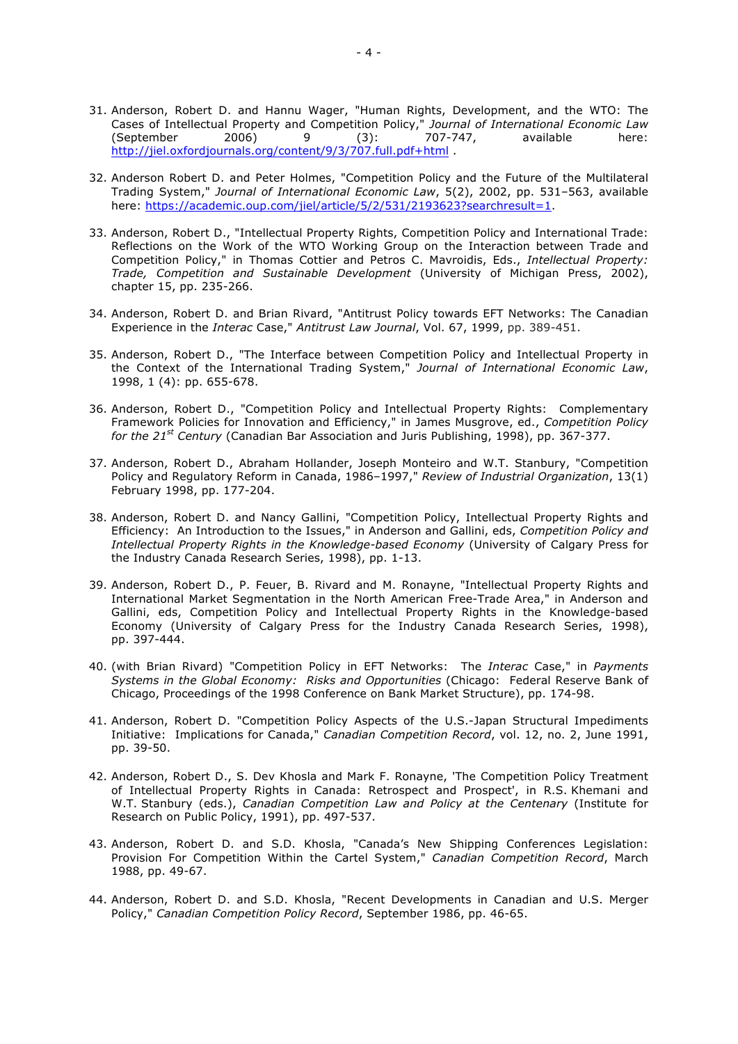31. Anderson, Robert D. and Hannu Wager, "Human Rights, Development, and the WTO: The Cases of Intellectual Property and Competition Policy," *Journal of International Economic Law* (September 2006) 9 (3): 707-747, available here: http://jiel.oxfordjournals.org/content/9/3/707.full.pdf+html .

32. Anderson Robert D. and Peter Holmes, "Competition Policy and the Future of the Multilateral Trading System," *Journal of International Economic Law*, 5(2), 2002, pp. 531–563, available here: https://academic.oup.com/jiel/article/5/2/531/2193623?searchresult=1.

33. Anderson, Robert D., "Intellectual Property Rights, Competition Policy and International Trade: Reflections on the Work of the WTO Working Group on the Interaction between Trade and Competition Policy," in Thomas Cottier and Petros C. Mavroidis, Eds., *Intellectual Property: Trade, Competition and Sustainable Development* (University of Michigan Press, 2002), chapter 15, pp. 235-266.

34. Anderson, Robert D. and Brian Rivard, "Antitrust Policy towards EFT Networks: The Canadian Experience in the *Interac* Case," *Antitrust Law Journal*, Vol. 67, 1999, pp. 389-451.

35. Anderson, Robert D., "The Interface between Competition Policy and Intellectual Property in the Context of the International Trading System," *Journal of International Economic Law*, 1998, 1 (4): pp. 655-678.

36. Anderson, Robert D., "Competition Policy and Intellectual Property Rights: Complementary Framework Policies for Innovation and Efficiency," in James Musgrove, ed., *Competition Policy for the 21st Century* (Canadian Bar Association and Juris Publishing, 1998), pp. 367-377.

37. Anderson, Robert D., Abraham Hollander, Joseph Monteiro and W.T. Stanbury, "Competition Policy and Regulatory Reform in Canada, 1986–1997," *Review of Industrial Organization*, 13(1) February 1998, pp. 177-204.

38. Anderson, Robert D. and Nancy Gallini, "Competition Policy, Intellectual Property Rights and Efficiency: An Introduction to the Issues," in Anderson and Gallini, eds, *Competition Policy and Intellectual Property Rights in the Knowledge-based Economy* (University of Calgary Press for the Industry Canada Research Series, 1998), pp. 1-13.

39. Anderson, Robert D., P. Feuer, B. Rivard and M. Ronayne, "Intellectual Property Rights and International Market Segmentation in the North American Free-Trade Area," in Anderson and Gallini, eds, Competition Policy and Intellectual Property Rights in the Knowledge-based Economy (University of Calgary Press for the Industry Canada Research Series, 1998), pp. 397-444.

40. (with Brian Rivard) "Competition Policy in EFT Networks: The *Interac* Case," in *Payments Systems in the Global Economy: Risks and Opportunities* (Chicago: Federal Reserve Bank of Chicago, Proceedings of the 1998 Conference on Bank Market Structure), pp. 174-98.

41. Anderson, Robert D. "Competition Policy Aspects of the U.S.-Japan Structural Impediments Initiative: Implications for Canada," *Canadian Competition Record*, vol. 12, no. 2, June 1991, pp. 39-50.

42. Anderson, Robert D., S. Dev Khosla and Mark F. Ronayne, 'The Competition Policy Treatment of Intellectual Property Rights in Canada: Retrospect and Prospect', in R.S. Khemani and W.T. Stanbury (eds.), *Canadian Competition Law and Policy at the Centenary* (Institute for Research on Public Policy, 1991), pp. 497-537.

43. Anderson, Robert D. and S.D. Khosla, "Canada's New Shipping Conferences Legislation: Provision For Competition Within the Cartel System," *Canadian Competition Record*, March 1988, pp. 49-67.

44. Anderson, Robert D. and S.D. Khosla, "Recent Developments in Canadian and U.S. Merger Policy," *Canadian Competition Policy Record*, September 1986, pp. 46-65.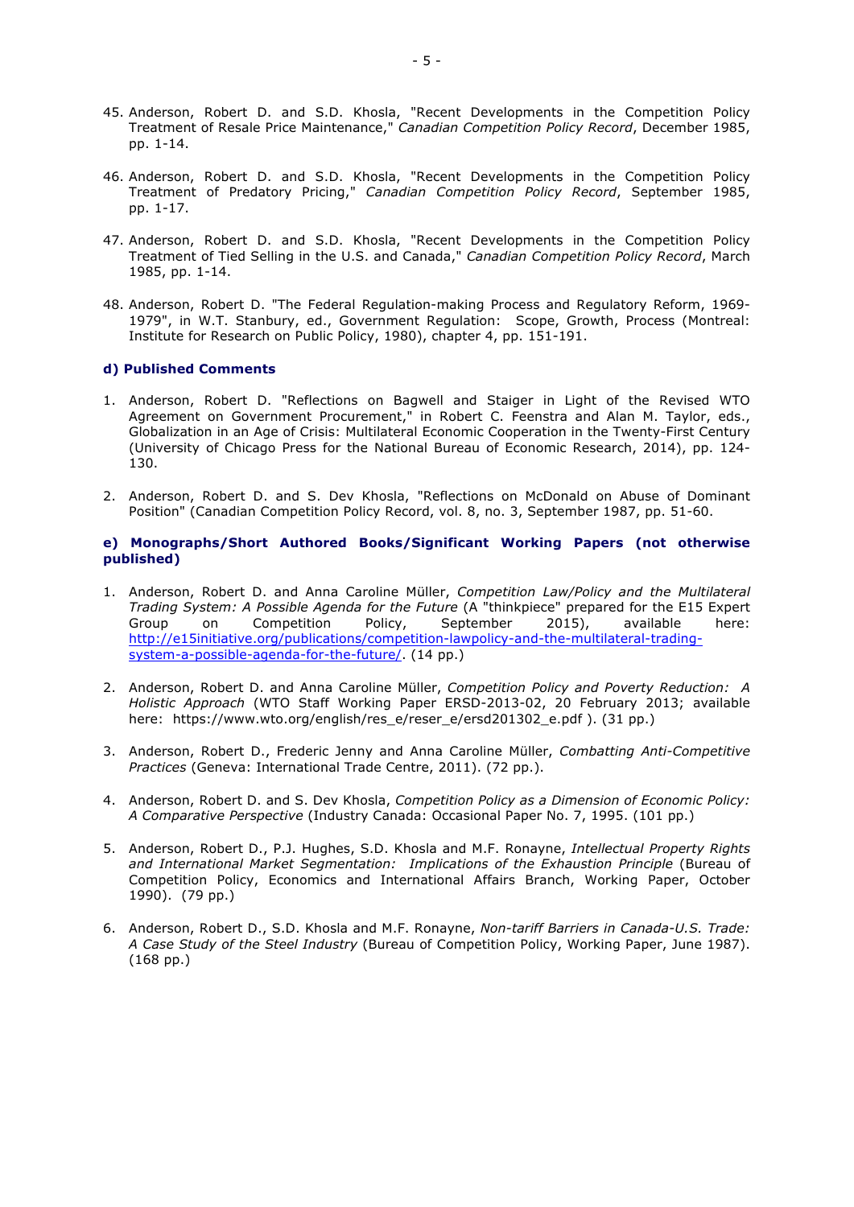45. Anderson, Robert D. and S.D. Khosla, "Recent Developments in the Competition Policy Treatment of Resale Price Maintenance," *Canadian Competition Policy Record*, December 1985, pp. 1-14.

46. Anderson, Robert D. and S.D. Khosla, "Recent Developments in the Competition Policy Treatment of Predatory Pricing," *Canadian Competition Policy Record*, September 1985, pp. 1-17.

47. Anderson, Robert D. and S.D. Khosla, "Recent Developments in the Competition Policy Treatment of Tied Selling in the U.S. and Canada," *Canadian Competition Policy Record*, March 1985, pp. 1-14.

48. Anderson, Robert D. "The Federal Regulation-making Process and Regulatory Reform, 1969-1979", in W.T. Stanbury, ed., Government Regulation: Scope, Growth, Process (Montreal: Institute for Research on Public Policy, 1980), chapter 4, pp. 151-191.

**d) Published Comments**

1. Anderson, Robert D. "Reflections on Bagwell and Staiger in Light of the Revised WTO Agreement on Government Procurement," in Robert C. Feenstra and Alan M. Taylor, eds., Globalization in an Age of Crisis: Multilateral Economic Cooperation in the Twenty-First Century (University of Chicago Press for the National Bureau of Economic Research, 2014), pp. 124-130.

2. Anderson, Robert D. and S. Dev Khosla, "Reflections on McDonald on Abuse of Dominant Position" (Canadian Competition Policy Record, vol. 8, no. 3, September 1987, pp. 51-60.

**e) Monographs/Short Authored Books/Significant Working Papers (not otherwise published)**

1. Anderson, Robert D. and Anna Caroline Müller, *Competition Law/Policy and the Multilateral Trading System: A Possible Agenda for the Future* (A "thinkpiece" prepared for the E15 Expert Group on Competition Policy, September 2015), available here: http://e15initiative.org/publications/competition-lawpolicy-and-the-multilateral-trading-system-a-possible-agenda-for-the-future/. (14 pp.)

2. Anderson, Robert D. and Anna Caroline Müller, *Competition Policy and Poverty Reduction: A Holistic Approach* (WTO Staff Working Paper ERSD-2013-02, 20 February 2013; available here: https://www.wto.org/english/res_e/reser_e/ersd201302_e.pdf ). (31 pp.)

3. Anderson, Robert D., Frederic Jenny and Anna Caroline Müller, *Combatting Anti-Competitive Practices* (Geneva: International Trade Centre, 2011). (72 pp.).

4. Anderson, Robert D. and S. Dev Khosla, *Competition Policy as a Dimension of Economic Policy: A Comparative Perspective* (Industry Canada: Occasional Paper No. 7, 1995. (101 pp.)

5. Anderson, Robert D., P.J. Hughes, S.D. Khosla and M.F. Ronayne, *Intellectual Property Rights and International Market Segmentation: Implications of the Exhaustion Principle* (Bureau of Competition Policy, Economics and International Affairs Branch, Working Paper, October 1990). (79 pp.)

6. Anderson, Robert D., S.D. Khosla and M.F. Ronayne, *Non-tariff Barriers in Canada-U.S. Trade: A Case Study of the Steel Industry* (Bureau of Competition Policy, Working Paper, June 1987). (168 pp.)